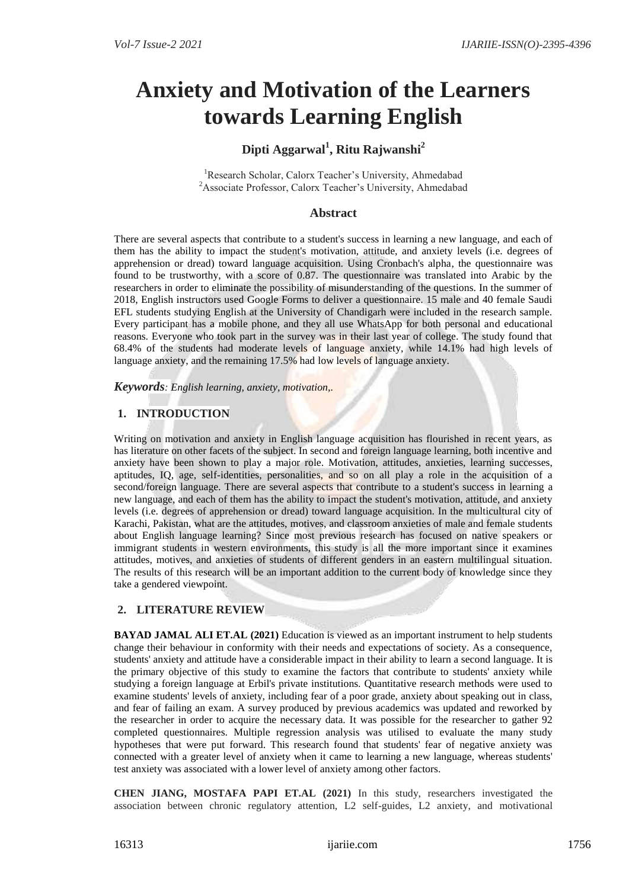# Anxiety and Motivation of the Learners towards Learning English

**Dipti Aggarwal[1], Ritu Rajwanshi[2]**

[1]Research Scholar, Calorx Teacher's University, Ahmedabad
[2]Associate Professor, Calorx Teacher's University, Ahmedabad

## Abstract

There are several aspects that contribute to a student's success in learning a new language, and each of them has the ability to impact the student's motivation, attitude, and anxiety levels (i.e. degrees of apprehension or dread) toward language acquisition. Using Cronbach's alpha, the questionnaire was found to be trustworthy, with a score of 0.87. The questionnaire was translated into Arabic by the researchers in order to eliminate the possibility of misunderstanding of the questions. In the summer of 2018, English instructors used Google Forms to deliver a questionnaire. 15 male and 40 female Saudi EFL students studying English at the University of Chandigarh were included in the research sample. Every participant has a mobile phone, and they all use WhatsApp for both personal and educational reasons. Everyone who took part in the survey was in their last year of college. The study found that 68.4% of the students had moderate levels of language anxiety, while 14.1% had high levels of language anxiety, and the remaining 17.5% had low levels of language anxiety.

***Keywords****: English learning, anxiety, motivation,.*

## 1. INTRODUCTION

Writing on motivation and anxiety in English language acquisition has flourished in recent years, as has literature on other facets of the subject. In second and foreign language learning, both incentive and anxiety have been shown to play a major role. Motivation, attitudes, anxieties, learning successes, aptitudes, IQ, age, self-identities, personalities, and so on all play a role in the acquisition of a second/foreign language. There are several aspects that contribute to a student's success in learning a new language, and each of them has the ability to impact the student's motivation, attitude, and anxiety levels (i.e. degrees of apprehension or dread) toward language acquisition. In the multicultural city of Karachi, Pakistan, what are the attitudes, motives, and classroom anxieties of male and female students about English language learning? Since most previous research has focused on native speakers or immigrant students in western environments, this study is all the more important since it examines attitudes, motives, and anxieties of students of different genders in an eastern multilingual situation. The results of this research will be an important addition to the current body of knowledge since they take a gendered viewpoint.

## 2. LITERATURE REVIEW

**BAYAD JAMAL ALI ET.AL (2021)** Education is viewed as an important instrument to help students change their behaviour in conformity with their needs and expectations of society. As a consequence, students' anxiety and attitude have a considerable impact in their ability to learn a second language. It is the primary objective of this study to examine the factors that contribute to students' anxiety while studying a foreign language at Erbil's private institutions. Quantitative research methods were used to examine students' levels of anxiety, including fear of a poor grade, anxiety about speaking out in class, and fear of failing an exam. A survey produced by previous academics was updated and reworked by the researcher in order to acquire the necessary data. It was possible for the researcher to gather 92 completed questionnaires. Multiple regression analysis was utilised to evaluate the many study hypotheses that were put forward. This research found that students' fear of negative anxiety was connected with a greater level of anxiety when it came to learning a new language, whereas students' test anxiety was associated with a lower level of anxiety among other factors.

**CHEN JIANG, MOSTAFA PAPI ET.AL (2021)** In this study, researchers investigated the association between chronic regulatory attention, L2 self-guides, L2 anxiety, and motivational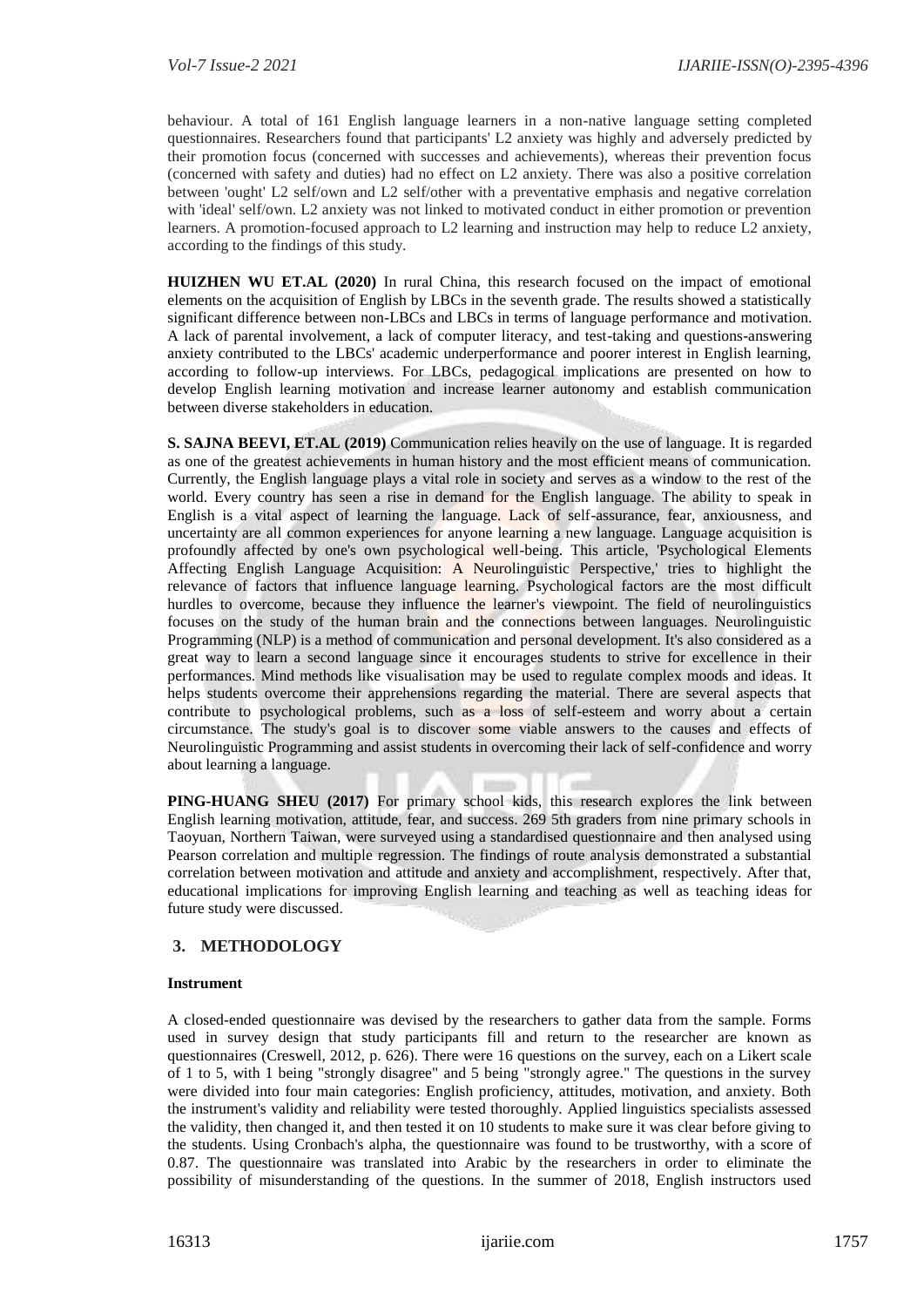behaviour. A total of 161 English language learners in a non-native language setting completed questionnaires. Researchers found that participants' L2 anxiety was highly and adversely predicted by their promotion focus (concerned with successes and achievements), whereas their prevention focus (concerned with safety and duties) had no effect on L2 anxiety. There was also a positive correlation between 'ought' L2 self/own and L2 self/other with a preventative emphasis and negative correlation with 'ideal' self/own. L2 anxiety was not linked to motivated conduct in either promotion or prevention learners. A promotion-focused approach to L2 learning and instruction may help to reduce L2 anxiety, according to the findings of this study.

**HUIZHEN WU ET.AL (2020)** In rural China, this research focused on the impact of emotional elements on the acquisition of English by LBCs in the seventh grade. The results showed a statistically significant difference between non-LBCs and LBCs in terms of language performance and motivation. A lack of parental involvement, a lack of computer literacy, and test-taking and questions-answering anxiety contributed to the LBCs' academic underperformance and poorer interest in English learning, according to follow-up interviews. For LBCs, pedagogical implications are presented on how to develop English learning motivation and increase learner autonomy and establish communication between diverse stakeholders in education.

**S. SAJNA BEEVI, ET.AL (2019)** Communication relies heavily on the use of language. It is regarded as one of the greatest achievements in human history and the most efficient means of communication. Currently, the English language plays a vital role in society and serves as a window to the rest of the world. Every country has seen a rise in demand for the English language. The ability to speak in English is a vital aspect of learning the language. Lack of self-assurance, fear, anxiousness, and uncertainty are all common experiences for anyone learning a new language. Language acquisition is profoundly affected by one's own psychological well-being. This article, 'Psychological Elements Affecting English Language Acquisition: A Neurolinguistic Perspective,' tries to highlight the relevance of factors that influence language learning. Psychological factors are the most difficult hurdles to overcome, because they influence the learner's viewpoint. The field of neurolinguistics focuses on the study of the human brain and the connections between languages. Neurolinguistic Programming (NLP) is a method of communication and personal development. It's also considered as a great way to learn a second language since it encourages students to strive for excellence in their performances. Mind methods like visualisation may be used to regulate complex moods and ideas. It helps students overcome their apprehensions regarding the material. There are several aspects that contribute to psychological problems, such as a loss of self-esteem and worry about a certain circumstance. The study's goal is to discover some viable answers to the causes and effects of Neurolinguistic Programming and assist students in overcoming their lack of self-confidence and worry about learning a language.

**PING-HUANG SHEU (2017)** For primary school kids, this research explores the link between English learning motivation, attitude, fear, and success. 269 5th graders from nine primary schools in Taoyuan, Northern Taiwan, were surveyed using a standardised questionnaire and then analysed using Pearson correlation and multiple regression. The findings of route analysis demonstrated a substantial correlation between motivation and attitude and anxiety and accomplishment, respectively. After that, educational implications for improving English learning and teaching as well as teaching ideas for future study were discussed.

## 3. METHODOLOGY

### Instrument

A closed-ended questionnaire was devised by the researchers to gather data from the sample. Forms used in survey design that study participants fill and return to the researcher are known as questionnaires (Creswell, 2012, p. 626). There were 16 questions on the survey, each on a Likert scale of 1 to 5, with 1 being "strongly disagree" and 5 being "strongly agree." The questions in the survey were divided into four main categories: English proficiency, attitudes, motivation, and anxiety. Both the instrument's validity and reliability were tested thoroughly. Applied linguistics specialists assessed the validity, then changed it, and then tested it on 10 students to make sure it was clear before giving to the students. Using Cronbach's alpha, the questionnaire was found to be trustworthy, with a score of 0.87. The questionnaire was translated into Arabic by the researchers in order to eliminate the possibility of misunderstanding of the questions. In the summer of 2018, English instructors used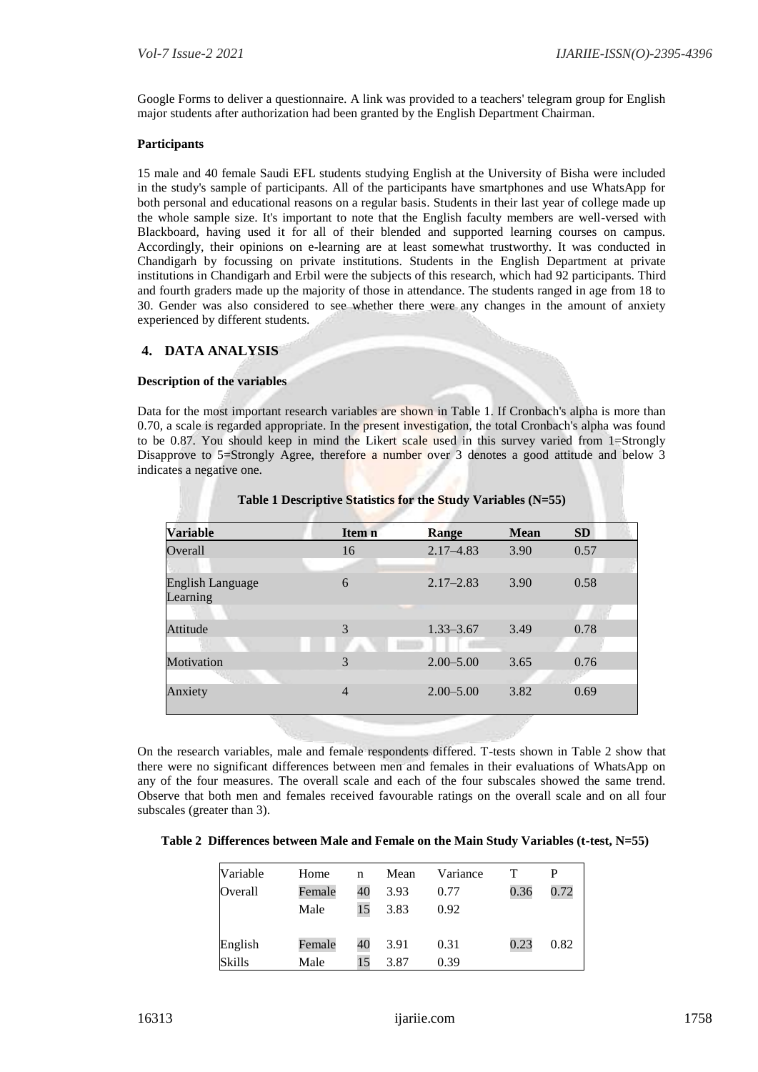Google Forms to deliver a questionnaire. A link was provided to a teachers' telegram group for English major students after authorization had been granted by the English Department Chairman.

**Participants**

15 male and 40 female Saudi EFL students studying English at the University of Bisha were included in the study's sample of participants. All of the participants have smartphones and use WhatsApp for both personal and educational reasons on a regular basis. Students in their last year of college made up the whole sample size. It's important to note that the English faculty members are well-versed with Blackboard, having used it for all of their blended and supported learning courses on campus. Accordingly, their opinions on e-learning are at least somewhat trustworthy. It was conducted in Chandigarh by focussing on private institutions. Students in the English Department at private institutions in Chandigarh and Erbil were the subjects of this research, which had 92 participants. Third and fourth graders made up the majority of those in attendance. The students ranged in age from 18 to 30. Gender was also considered to see whether there were any changes in the amount of anxiety experienced by different students.

## 4. DATA ANALYSIS

**Description of the variables**

Data for the most important research variables are shown in Table 1. If Cronbach's alpha is more than 0.70, a scale is regarded appropriate. In the present investigation, the total Cronbach's alpha was found to be 0.87. You should keep in mind the Likert scale used in this survey varied from 1=Strongly Disapprove to 5=Strongly Agree, therefore a number over 3 denotes a good attitude and below 3 indicates a negative one.

**Table 1 Descriptive Statistics for the Study Variables (N=55)**

| Variable | Item n | Range | Mean | SD |
|---|---|---|---|---|
| Overall | 16 | 2.17–4.83 | 3.90 | 0.57 |
| English Language Learning | 6 | 2.17–2.83 | 3.90 | 0.58 |
| Attitude | 3 | 1.33–3.67 | 3.49 | 0.78 |
| Motivation | 3 | 2.00–5.00 | 3.65 | 0.76 |
| Anxiety | 4 | 2.00–5.00 | 3.82 | 0.69 |

On the research variables, male and female respondents differed. T-tests shown in Table 2 show that there were no significant differences between men and females in their evaluations of WhatsApp on any of the four measures. The overall scale and each of the four subscales showed the same trend. Observe that both men and females received favourable ratings on the overall scale and on all four subscales (greater than 3).

**Table 2 Differences between Male and Female on the Main Study Variables (t-test, N=55)**

| Variable | Home | n | Mean | Variance | T | P |
|---|---|---|---|---|---|---|
| Overall | Female | 40 | 3.93 | 0.77 | 0.36 | 0.72 |
| | Male | 15 | 3.83 | 0.92 | | |
| English Skills | Female | 40 | 3.91 | 0.31 | 0.23 | 0.82 |
| | Male | 15 | 3.87 | 0.39 | | |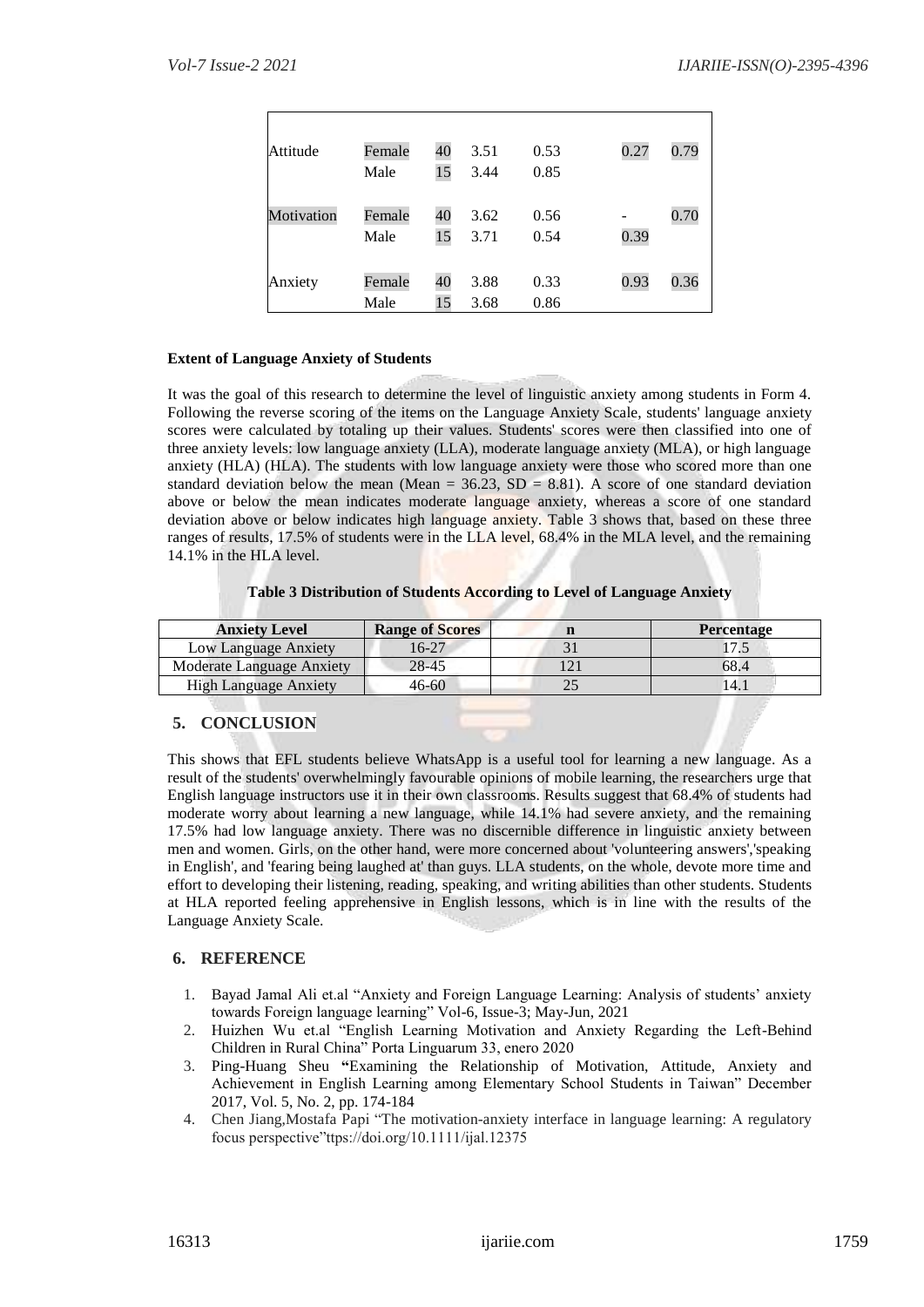| | | | | | | |
|---|---|---|---|---|---|---|
| Attitude | Female | 40 | 3.51 | 0.53 | 0.27 | 0.79 |
| | Male | 15 | 3.44 | 0.85 | | |
| Motivation | Female | 40 | 3.62 | 0.56 | - | 0.70 |
| | Male | 15 | 3.71 | 0.54 | 0.39 | |
| Anxiety | Female | 40 | 3.88 | 0.33 | 0.93 | 0.36 |
| | Male | 15 | 3.68 | 0.86 | | |

**Extent of Language Anxiety of Students**

It was the goal of this research to determine the level of linguistic anxiety among students in Form 4. Following the reverse scoring of the items on the Language Anxiety Scale, students' language anxiety scores were calculated by totaling up their values. Students' scores were then classified into one of three anxiety levels: low language anxiety (LLA), moderate language anxiety (MLA), or high language anxiety (HLA) (HLA). The students with low language anxiety were those who scored more than one standard deviation below the mean (Mean = 36.23, SD = 8.81). A score of one standard deviation above or below the mean indicates moderate language anxiety, whereas a score of one standard deviation above or below indicates high language anxiety. Table 3 shows that, based on these three ranges of results, 17.5% of students were in the LLA level, 68.4% in the MLA level, and the remaining 14.1% in the HLA level.

**Table 3 Distribution of Students According to Level of Language Anxiety**

| Anxiety Level | Range of Scores | n | Percentage |
|---|---|---|---|
| Low Language Anxiety | 16-27 | 31 | 17.5 |
| Moderate Language Anxiety | 28-45 | 121 | 68.4 |
| High Language Anxiety | 46-60 | 25 | 14.1 |

## 5. CONCLUSION

This shows that EFL students believe WhatsApp is a useful tool for learning a new language. As a result of the students' overwhelmingly favourable opinions of mobile learning, the researchers urge that English language instructors use it in their own classrooms. Results suggest that 68.4% of students had moderate worry about learning a new language, while 14.1% had severe anxiety, and the remaining 17.5% had low language anxiety. There was no discernible difference in linguistic anxiety between men and women. Girls, on the other hand, were more concerned about 'volunteering answers','speaking in English', and 'fearing being laughed at' than guys. LLA students, on the whole, devote more time and effort to developing their listening, reading, speaking, and writing abilities than other students. Students at HLA reported feeling apprehensive in English lessons, which is in line with the results of the Language Anxiety Scale.

## 6. REFERENCE

1. Bayad Jamal Ali et.al "Anxiety and Foreign Language Learning: Analysis of students' anxiety towards Foreign language learning" Vol-6, Issue-3; May-Jun, 2021
2. Huizhen Wu et.al "English Learning Motivation and Anxiety Regarding the Left-Behind Children in Rural China" Porta Linguarum 33, enero 2020
3. Ping-Huang Sheu "Examining the Relationship of Motivation, Attitude, Anxiety and Achievement in English Learning among Elementary School Students in Taiwan" December 2017, Vol. 5, No. 2, pp. 174-184
4. Chen Jiang,Mostafa Papi "The motivation-anxiety interface in language learning: A regulatory focus perspective"ttps://doi.org/10.1111/ijal.12375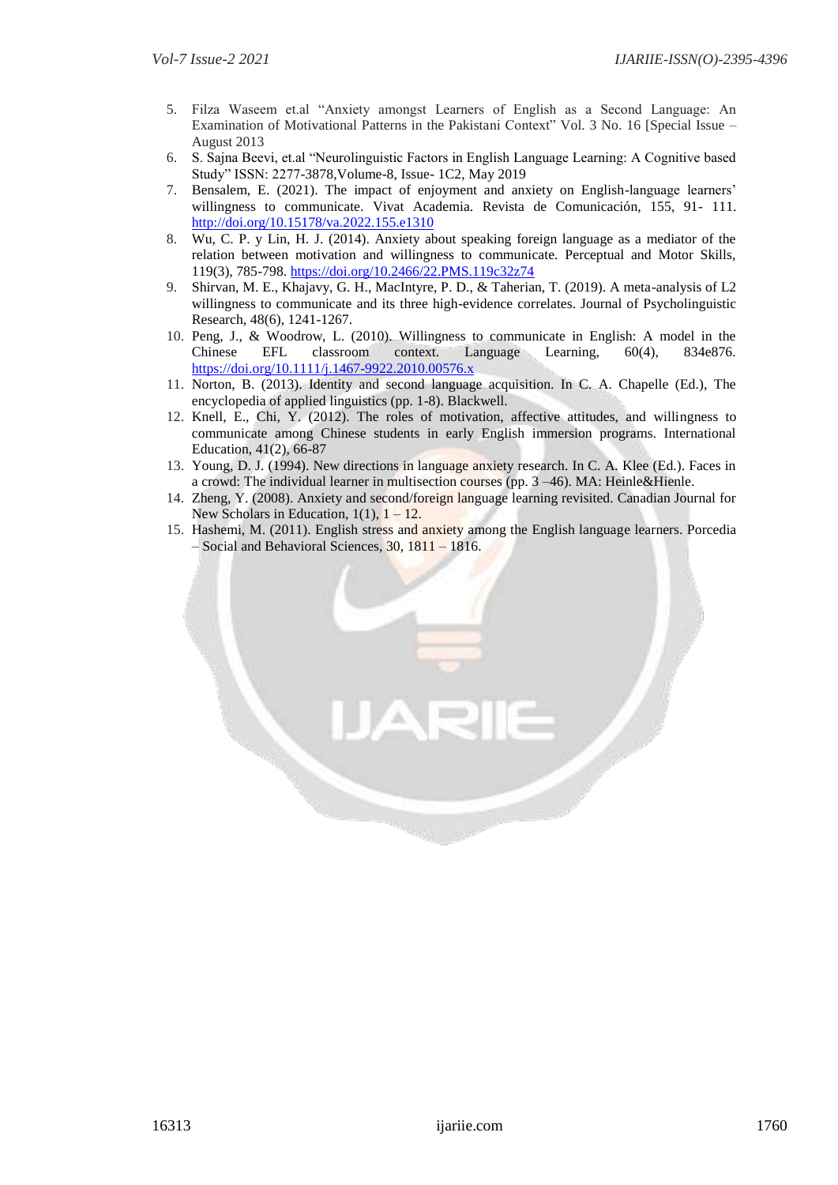5. Filza Waseem et.al “Anxiety amongst Learners of English as a Second Language: An Examination of Motivational Patterns in the Pakistani Context” Vol. 3 No. 16 [Special Issue – August 2013
6. S. Sajna Beevi, et.al “Neurolinguistic Factors in English Language Learning: A Cognitive based Study” ISSN: 2277-3878,Volume-8, Issue- 1C2, May 2019
7. Bensalem, E. (2021). The impact of enjoyment and anxiety on English-language learners' willingness to communicate. Vivat Academia. Revista de Comunicación, 155, 91- 111. http://doi.org/10.15178/va.2022.155.e1310
8. Wu, C. P. y Lin, H. J. (2014). Anxiety about speaking foreign language as a mediator of the relation between motivation and willingness to communicate. Perceptual and Motor Skills, 119(3), 785-798. https://doi.org/10.2466/22.PMS.119c32z74
9. Shirvan, M. E., Khajavy, G. H., MacIntyre, P. D., & Taherian, T. (2019). A meta-analysis of L2 willingness to communicate and its three high-evidence correlates. Journal of Psycholinguistic Research, 48(6), 1241-1267.
10. Peng, J., & Woodrow, L. (2010). Willingness to communicate in English: A model in the Chinese EFL classroom context. Language Learning, 60(4), 834e876. https://doi.org/10.1111/j.1467-9922.2010.00576.x
11. Norton, B. (2013). Identity and second language acquisition. In C. A. Chapelle (Ed.), The encyclopedia of applied linguistics (pp. 1-8). Blackwell.
12. Knell, E., Chi, Y. (2012). The roles of motivation, affective attitudes, and willingness to communicate among Chinese students in early English immersion programs. International Education, 41(2), 66-87
13. Young, D. J. (1994). New directions in language anxiety research. In C. A. Klee (Ed.). Faces in a crowd: The individual learner in multisection courses (pp. 3 –46). MA: Heinle&Hienle.
14. Zheng, Y. (2008). Anxiety and second/foreign language learning revisited. Canadian Journal for New Scholars in Education, 1(1), 1 – 12.
15. Hashemi, M. (2011). English stress and anxiety among the English language learners. Porcedia – Social and Behavioral Sciences, 30, 1811 – 1816.